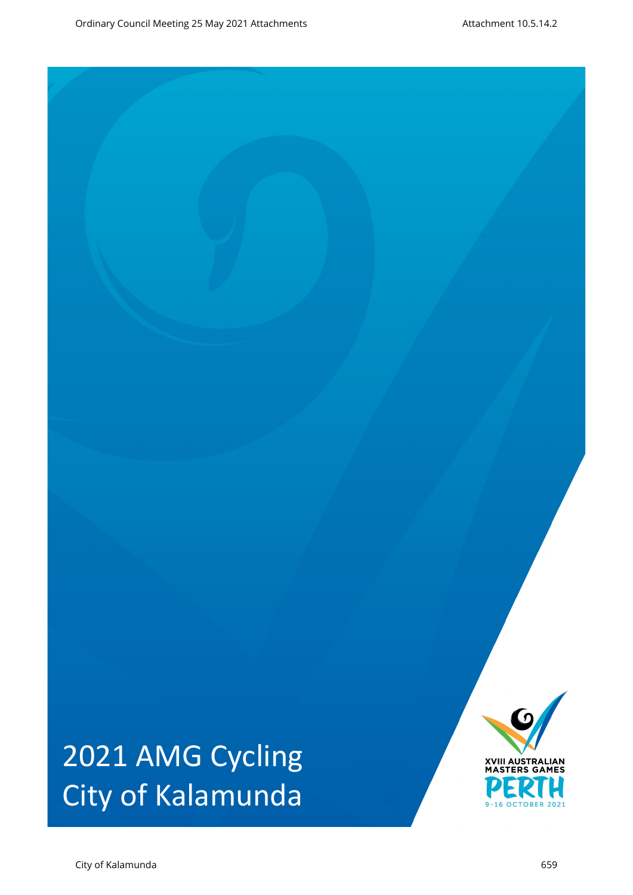# 2021 AMG Cycling City of Kalamunda

XVIII AUSTRALIAN MASTERS GAMES

PERTH

9-16 OCTOBER 2021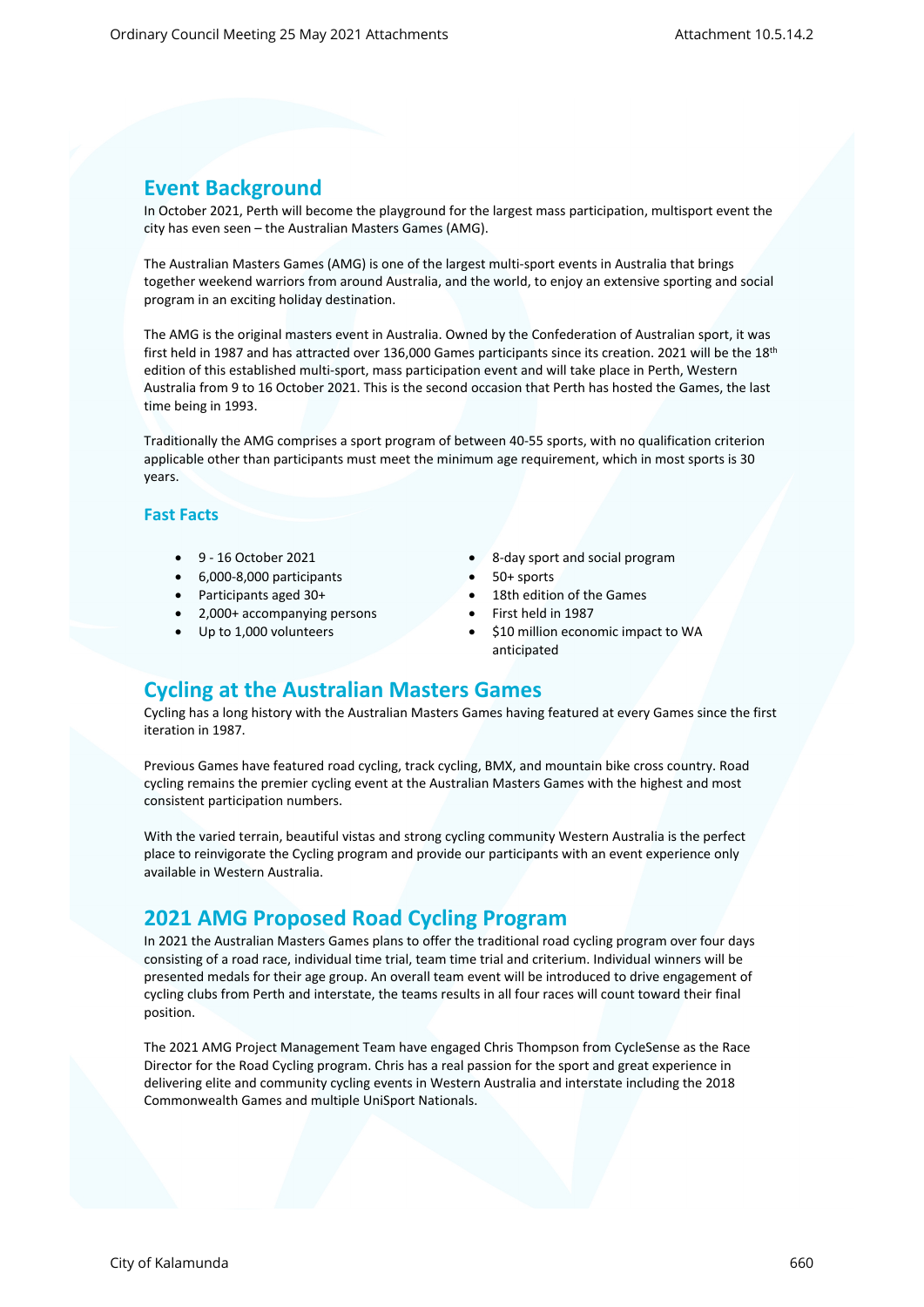## Event Background

In October 2021, Perth will become the playground for the largest mass participation, multisport event the city has even seen – the Australian Masters Games (AMG).

The Australian Masters Games (AMG) is one of the largest multi-sport events in Australia that brings together weekend warriors from around Australia, and the world, to enjoy an extensive sporting and social program in an exciting holiday destination.

The AMG is the original masters event in Australia. Owned by the Confederation of Australian sport, it was first held in 1987 and has attracted over 136,000 Games participants since its creation. 2021 will be the 18th edition of this established multi-sport, mass participation event and will take place in Perth, Western Australia from 9 to 16 October 2021. This is the second occasion that Perth has hosted the Games, the last time being in 1993.

Traditionally the AMG comprises a sport program of between 40-55 sports, with no qualification criterion applicable other than participants must meet the minimum age requirement, which in most sports is 30 years.

### Fast Facts

- 9 - 16 October 2021
- 6,000-8,000 participants
- Participants aged 30+
- 2,000+ accompanying persons
- Up to 1,000 volunteers
- 8-day sport and social program
- 50+ sports
- 18th edition of the Games
- First held in 1987
- $10 million economic impact to WA anticipated

## Cycling at the Australian Masters Games

Cycling has a long history with the Australian Masters Games having featured at every Games since the first iteration in 1987.

Previous Games have featured road cycling, track cycling, BMX, and mountain bike cross country. Road cycling remains the premier cycling event at the Australian Masters Games with the highest and most consistent participation numbers.

With the varied terrain, beautiful vistas and strong cycling community Western Australia is the perfect place to reinvigorate the Cycling program and provide our participants with an event experience only available in Western Australia.

## 2021 AMG Proposed Road Cycling Program

In 2021 the Australian Masters Games plans to offer the traditional road cycling program over four days consisting of a road race, individual time trial, team time trial and criterium. Individual winners will be presented medals for their age group. An overall team event will be introduced to drive engagement of cycling clubs from Perth and interstate, the teams results in all four races will count toward their final position.

The 2021 AMG Project Management Team have engaged Chris Thompson from CycleSense as the Race Director for the Road Cycling program. Chris has a real passion for the sport and great experience in delivering elite and community cycling events in Western Australia and interstate including the 2018 Commonwealth Games and multiple UniSport Nationals.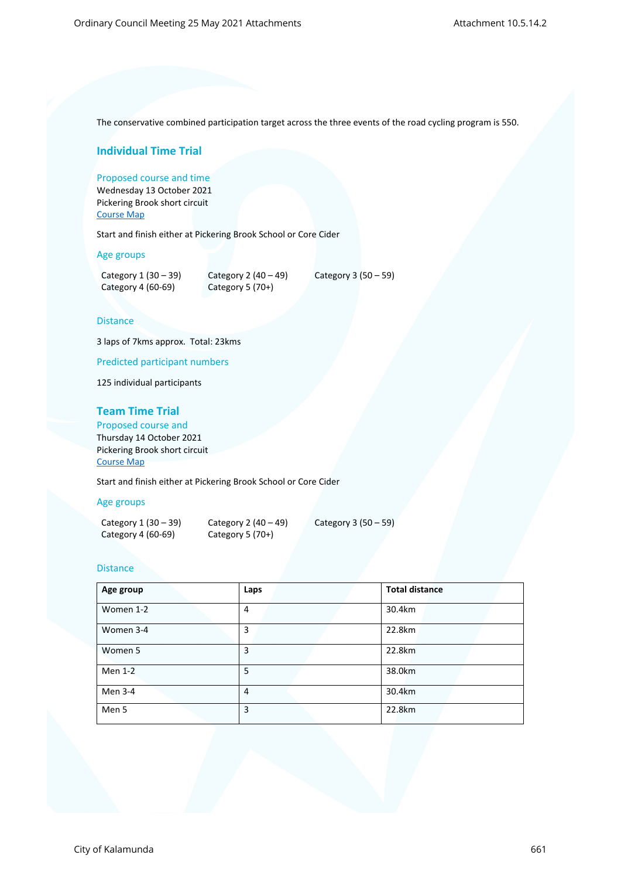The conservative combined participation target across the three events of the road cycling program is 550.

## Individual Time Trial

### Proposed course and time

Wednesday 13 October 2021
Pickering Brook short circuit
Course Map

Start and finish either at Pickering Brook School or Core Cider

### Age groups

Category 1 (30 – 39)    Category 2 (40 – 49)    Category 3 (50 – 59)
Category 4 (60-69)    Category 5 (70+)

### Distance

3 laps of 7kms approx. Total: 23kms

### Predicted participant numbers

125 individual participants

## Team Time Trial

### Proposed course and

Thursday 14 October 2021
Pickering Brook short circuit
Course Map

Start and finish either at Pickering Brook School or Core Cider

### Age groups

Category 1 (30 – 39)    Category 2 (40 – 49)    Category 3 (50 – 59)
Category 4 (60-69)    Category 5 (70+)

### Distance

| Age group | Laps | Total distance |
|---|---|---|
| Women 1-2 | 4 | 30.4km |
| Women 3-4 | 3 | 22.8km |
| Women 5 | 3 | 22.8km |
| Men 1-2 | 5 | 38.0km |
| Men 3-4 | 4 | 30.4km |
| Men 5 | 3 | 22.8km |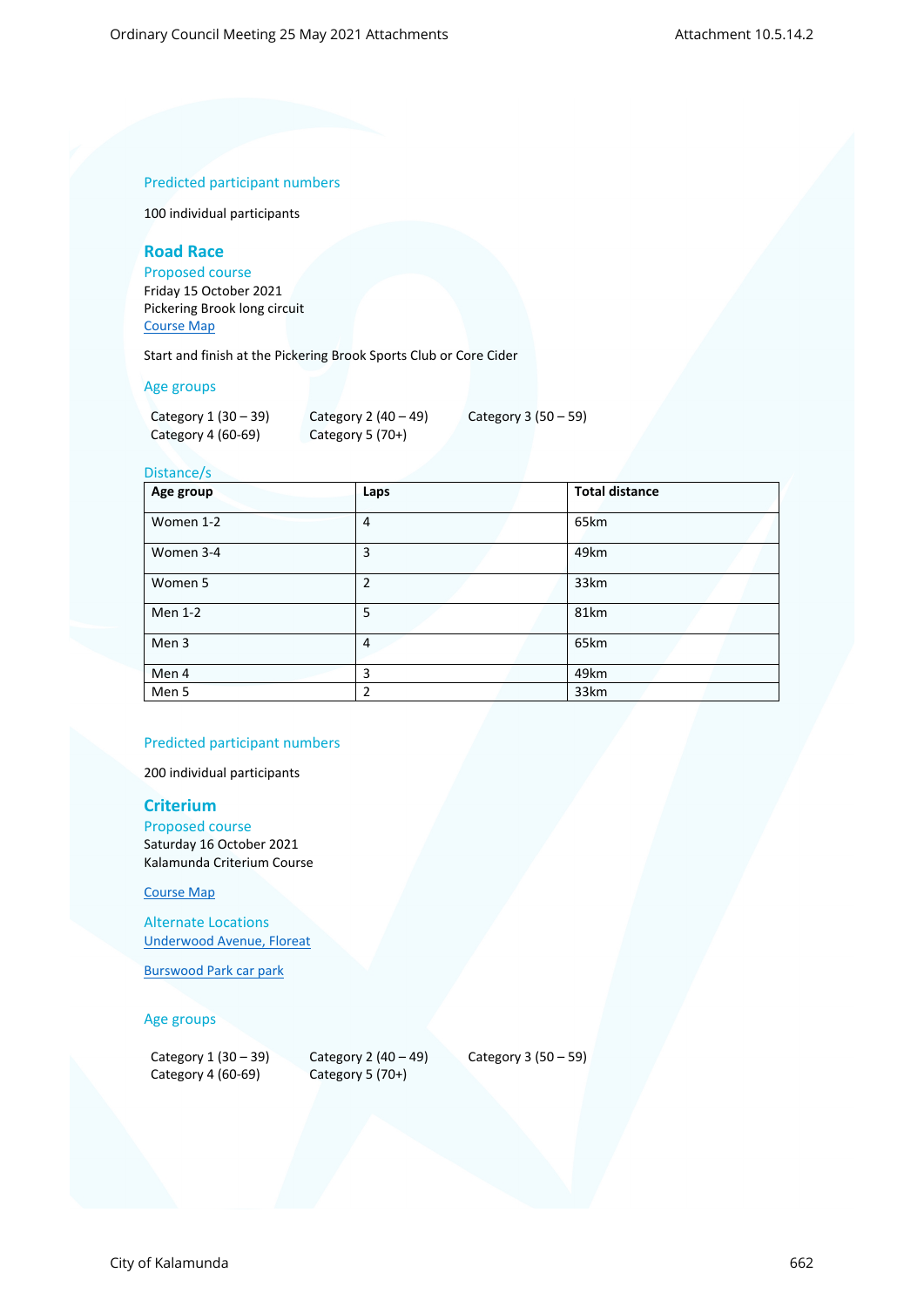### Predicted participant numbers

100 individual participants

## Road Race

### Proposed course

Friday 15 October 2021
Pickering Brook long circuit
Course Map

Start and finish at the Pickering Brook Sports Club or Core Cider

### Age groups

Category 1 (30 – 39) Category 2 (40 – 49) Category 3 (50 – 59)
Category 4 (60-69) Category 5 (70+)

### Distance/s

| Age group | Laps | Total distance |
|---|---|---|
| Women 1-2 | 4 | 65km |
| Women 3-4 | 3 | 49km |
| Women 5 | 2 | 33km |
| Men 1-2 | 5 | 81km |
| Men 3 | 4 | 65km |
| Men 4 | 3 | 49km |
| Men 5 | 2 | 33km |

### Predicted participant numbers

200 individual participants

## Criterium

### Proposed course

Saturday 16 October 2021
Kalamunda Criterium Course

Course Map

### Alternate Locations

Underwood Avenue, Floreat

Burswood Park car park

### Age groups

Category 1 (30 – 39) Category 2 (40 – 49) Category 3 (50 – 59)
Category 4 (60-69) Category 5 (70+)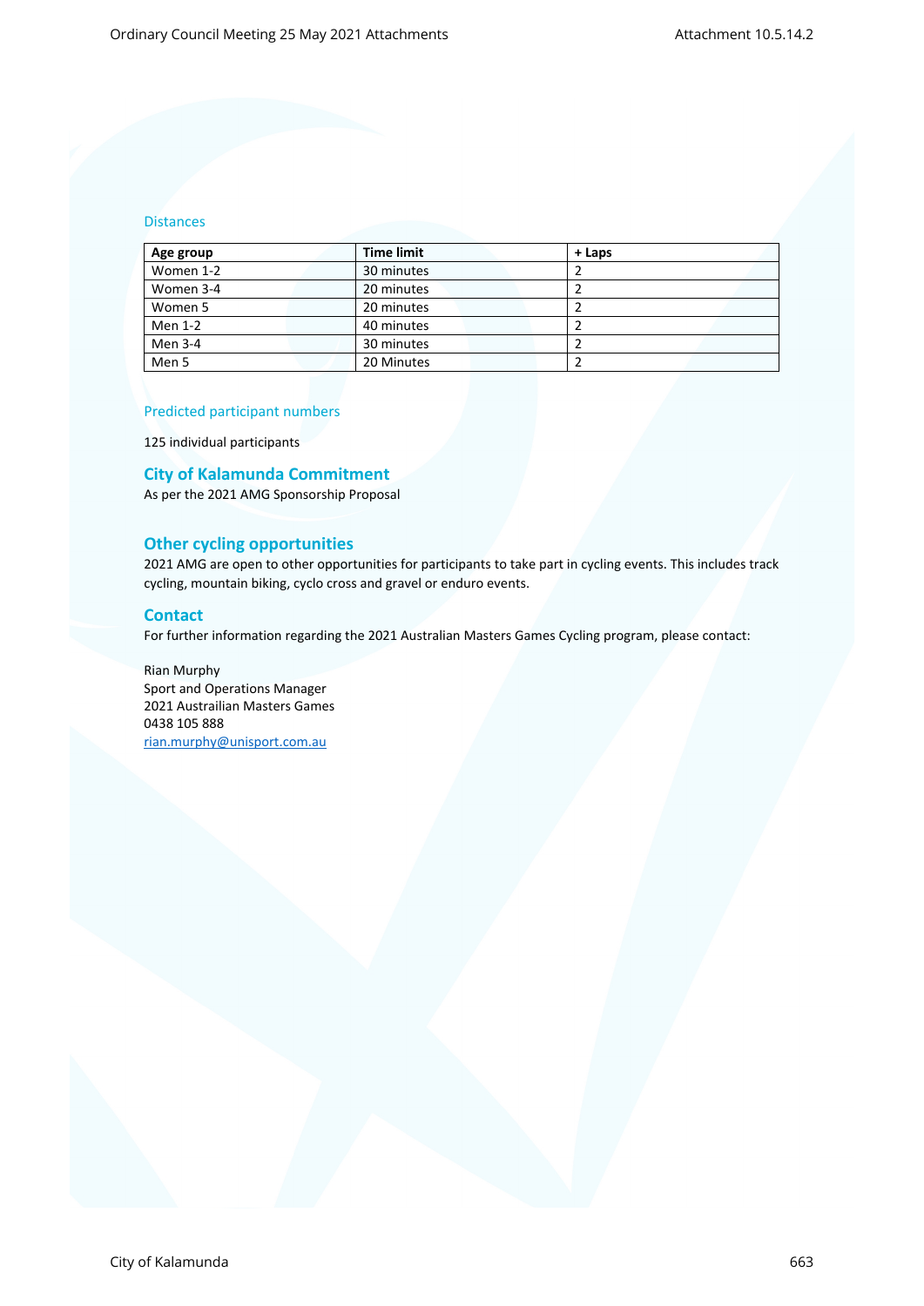### Distances

| Age group | Time limit | + Laps |
|---|---|---|
| Women 1-2 | 30 minutes | 2 |
| Women 3-4 | 20 minutes | 2 |
| Women 5 | 20 minutes | 2 |
| Men 1-2 | 40 minutes | 2 |
| Men 3-4 | 30 minutes | 2 |
| Men 5 | 20 Minutes | 2 |

### Predicted participant numbers

125 individual participants

## City of Kalamunda Commitment

As per the 2021 AMG Sponsorship Proposal

## Other cycling opportunities

2021 AMG are open to other opportunities for participants to take part in cycling events. This includes track cycling, mountain biking, cyclo cross and gravel or enduro events.

## Contact

For further information regarding the 2021 Australian Masters Games Cycling program, please contact:

Rian Murphy
Sport and Operations Manager
2021 Austrailian Masters Games
0438 105 888
rian.murphy@unisport.com.au